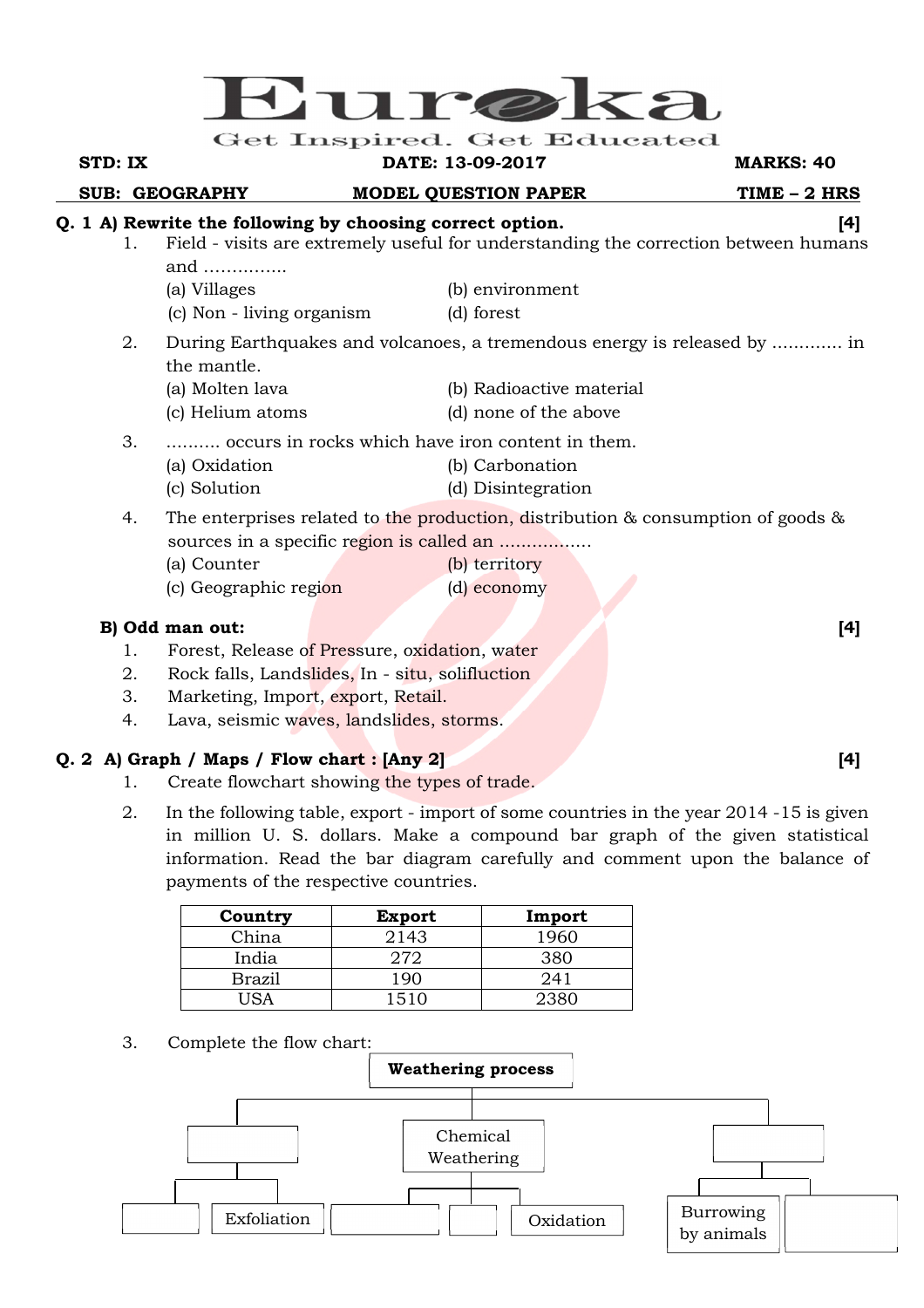# Eureka

Get Inspired. Get Educated

**STD: IX** | **DATE: 13-09-2017** | **MARKS: 40**

**SUB: GEOGRAPHY** | **MODEL QUESTION PAPER** | **TIME – 2 HRS**

**Q. 1 A) Rewrite the following by choosing correct option.** **[4]**

1. Field - visits are extremely useful for understanding the correction between humans and ……………
   (a) Villages (b) environment
   (c) Non - living organism (d) forest

2. During Earthquakes and volcanoes, a tremendous energy is released by ………… in the mantle.
   (a) Molten lava (b) Radioactive material
   (c) Helium atoms (d) none of the above

3. ………. occurs in rocks which have iron content in them.
   (a) Oxidation (b) Carbonation
   (c) Solution (d) Disintegration

4. The enterprises related to the production, distribution & consumption of goods & sources in a specific region is called an ……………..
   (a) Counter (b) territory
   (c) Geographic region (d) economy

**B) Odd man out:** **[4]**

1. Forest, Release of Pressure, oxidation, water
2. Rock falls, Landslides, In - situ, solifluction
3. Marketing, Import, export, Retail.
4. Lava, seismic waves, landslides, storms.

**Q. 2 A) Graph / Maps / Flow chart : [Any 2]** **[4]**

1. Create flowchart showing the types of trade.

2. In the following table, export - import of some countries in the year 2014 -15 is given in million U. S. dollars. Make a compound bar graph of the given statistical information. Read the bar diagram carefully and comment upon the balance of payments of the respective countries.

| Country | Export | Import |
|---|---|---|
| China | 2143 | 1960 |
| India | 272 | 380 |
| Brazil | 190 | 241 |
| USA | 1510 | 2380 |

3. Complete the flow chart:

Weathering process
- [ ]
  - [ ]
  - Exfoliation
- Chemical Weathering
  - [ ]
  - [ ]
  - Oxidation
- [ ]
  - Burrowing by animals
  - [ ]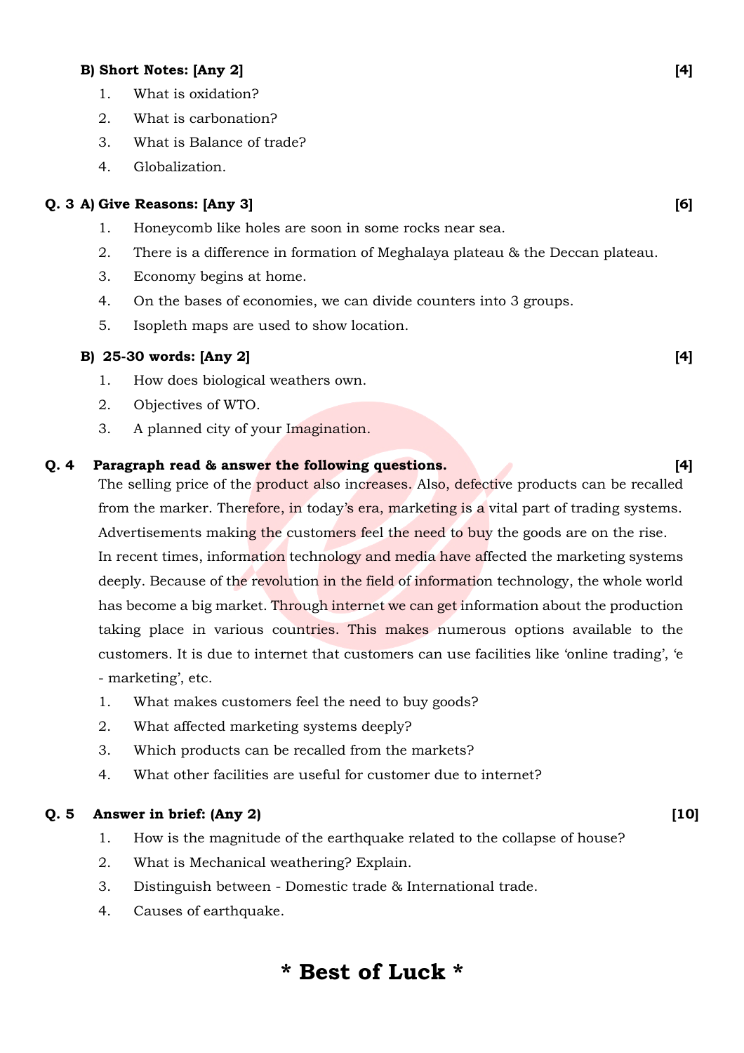**B) Short Notes: [Any 2]** **[4]**

1. What is oxidation?
2. What is carbonation?
3. What is Balance of trade?
4. Globalization.

**Q. 3 A) Give Reasons: [Any 3]** **[6]**

1. Honeycomb like holes are soon in some rocks near sea.
2. There is a difference in formation of Meghalaya plateau & the Deccan plateau.
3. Economy begins at home.
4. On the bases of economies, we can divide counters into 3 groups.
5. Isopleth maps are used to show location.

**B) 25-30 words: [Any 2]** **[4]**

1. How does biological weathers own.
2. Objectives of WTO.
3. A planned city of your Imagination.

**Q. 4 Paragraph read & answer the following questions.** **[4]**

The selling price of the product also increases. Also, defective products can be recalled from the marker. Therefore, in today's era, marketing is a vital part of trading systems. Advertisements making the customers feel the need to buy the goods are on the rise. In recent times, information technology and media have affected the marketing systems deeply. Because of the revolution in the field of information technology, the whole world has become a big market. Through internet we can get information about the production taking place in various countries. This makes numerous options available to the customers. It is due to internet that customers can use facilities like 'online trading', 'e - marketing', etc.

1. What makes customers feel the need to buy goods?
2. What affected marketing systems deeply?
3. Which products can be recalled from the markets?
4. What other facilities are useful for customer due to internet?

**Q. 5 Answer in brief: (Any 2)** **[10]**

1. How is the magnitude of the earthquake related to the collapse of house?
2. What is Mechanical weathering? Explain.
3. Distinguish between - Domestic trade & International trade.
4. Causes of earthquake.

## * Best of Luck *